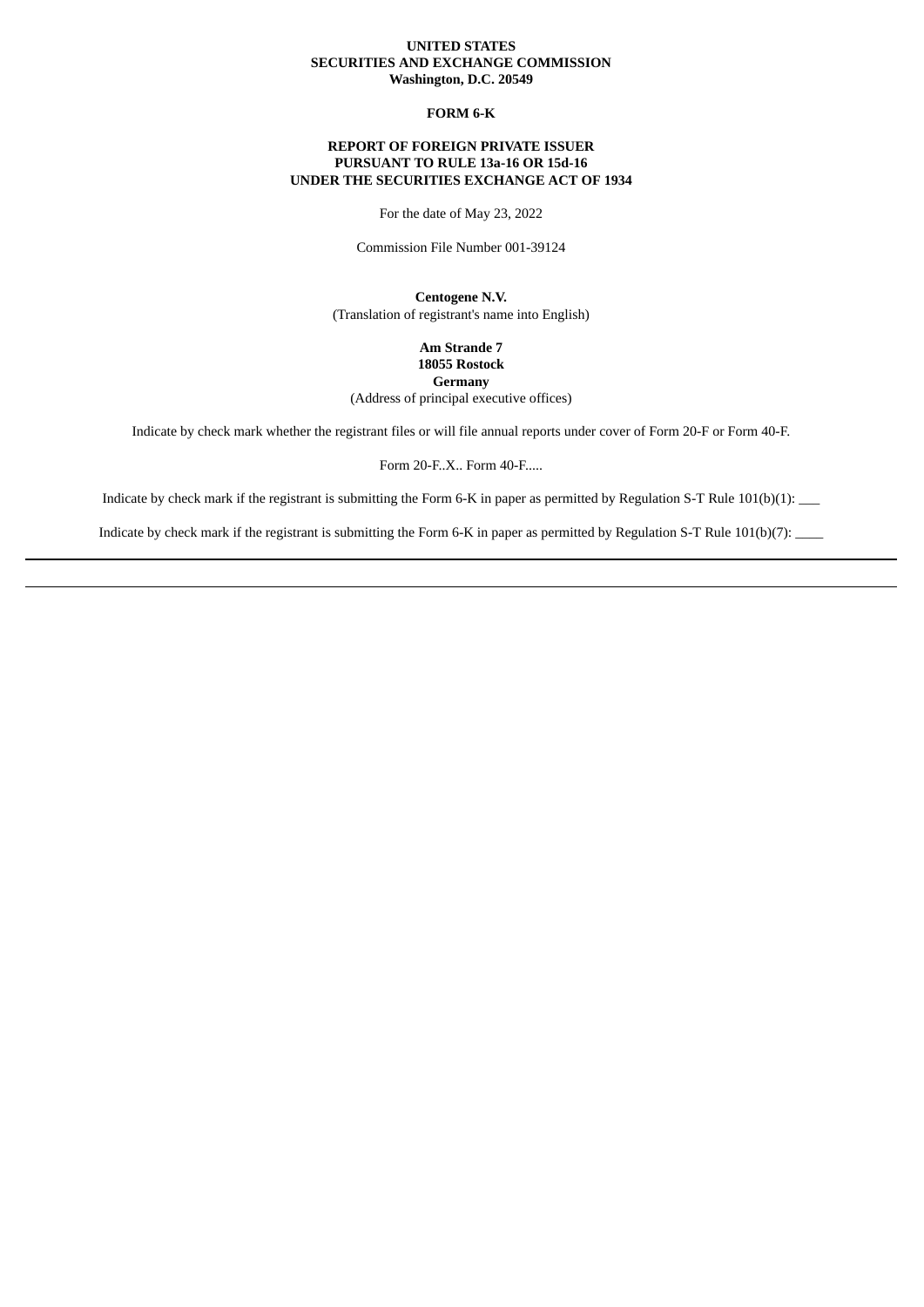**UNITED STATES**
**SECURITIES AND EXCHANGE COMMISSION**
**Washington, D.C. 20549**

**FORM 6-K**

**REPORT OF FOREIGN PRIVATE ISSUER**
**PURSUANT TO RULE 13a-16 OR 15d-16**
**UNDER THE SECURITIES EXCHANGE ACT OF 1934**

For the date of May 23, 2022

Commission File Number 001-39124

**Centogene N.V.**
(Translation of registrant's name into English)

**Am Strande 7**
**18055 Rostock**
**Germany**
(Address of principal executive offices)

Indicate by check mark whether the registrant files or will file annual reports under cover of Form 20-F or Form 40-F.

Form 20-F..X.. Form 40-F.....

Indicate by check mark if the registrant is submitting the Form 6-K in paper as permitted by Regulation S-T Rule 101(b)(1): ___

Indicate by check mark if the registrant is submitting the Form 6-K in paper as permitted by Regulation S-T Rule 101(b)(7): ____

---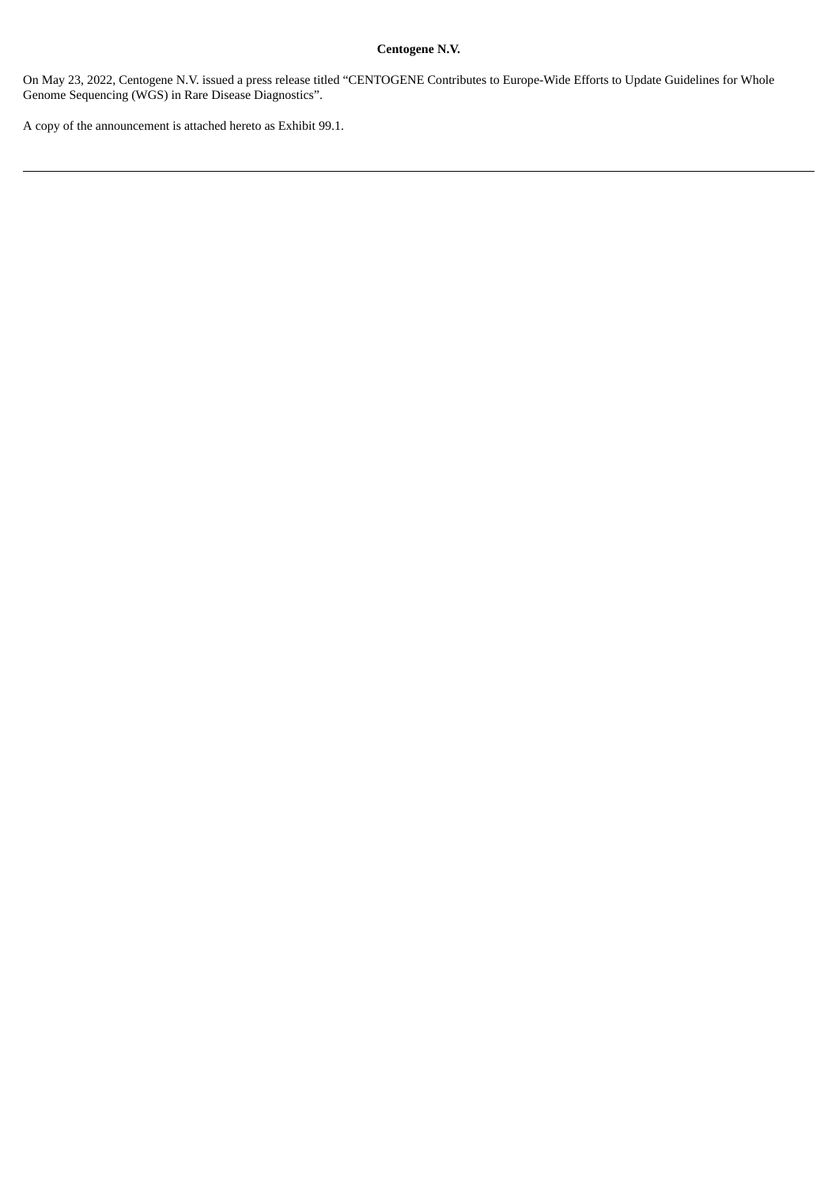**Centogene N.V.**

On May 23, 2022, Centogene N.V. issued a press release titled "CENTOGENE Contributes to Europe-Wide Efforts to Update Guidelines for Whole Genome Sequencing (WGS) in Rare Disease Diagnostics".

A copy of the announcement is attached hereto as Exhibit 99.1.

---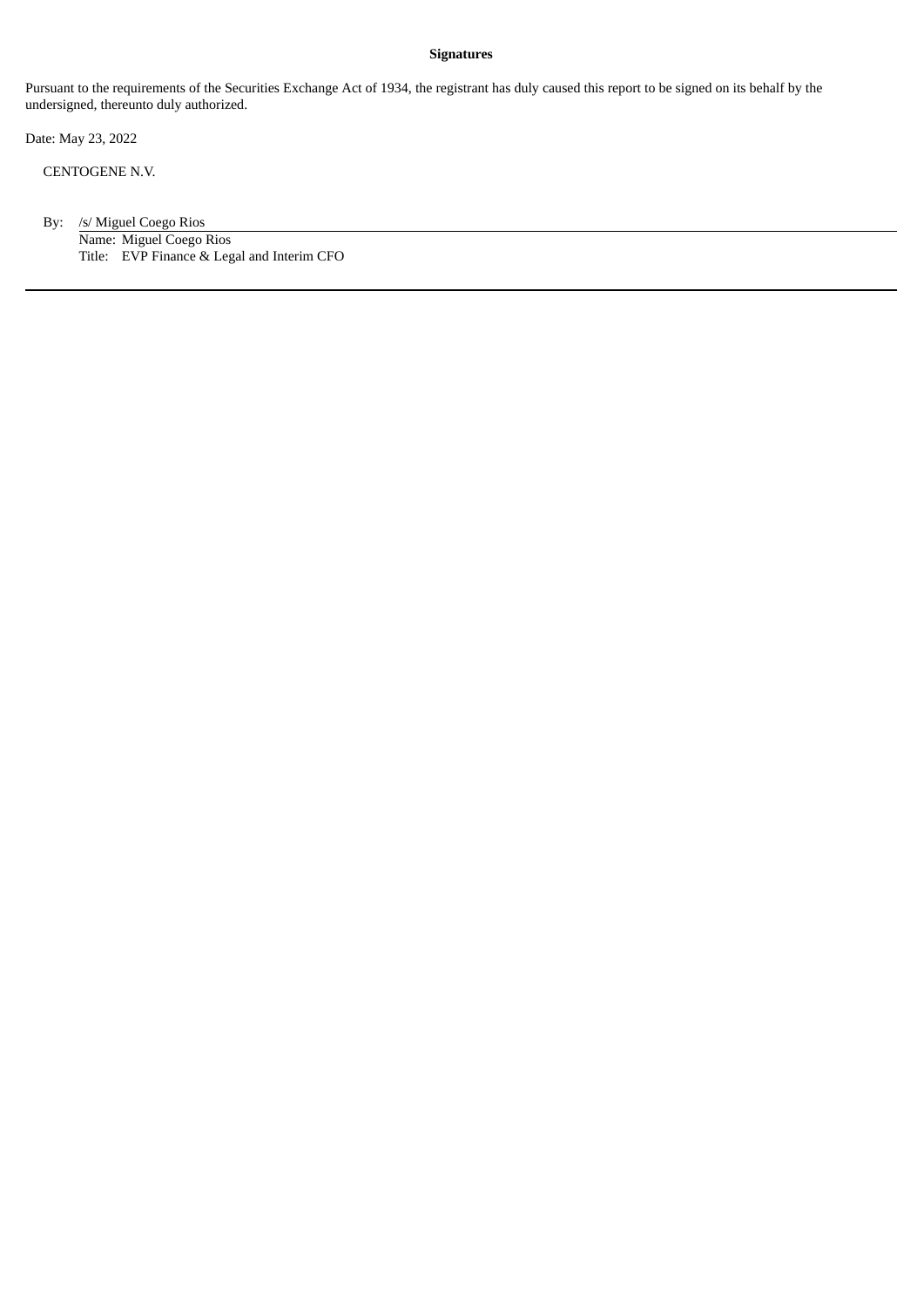**Signatures**

Pursuant to the requirements of the Securities Exchange Act of 1934, the registrant has duly caused this report to be signed on its behalf by the undersigned, thereunto duly authorized.

Date: May 23, 2022

CENTOGENE N.V.

By: /s/ Miguel Coego Rios

Name: Miguel Coego Rios

Title: EVP Finance & Legal and Interim CFO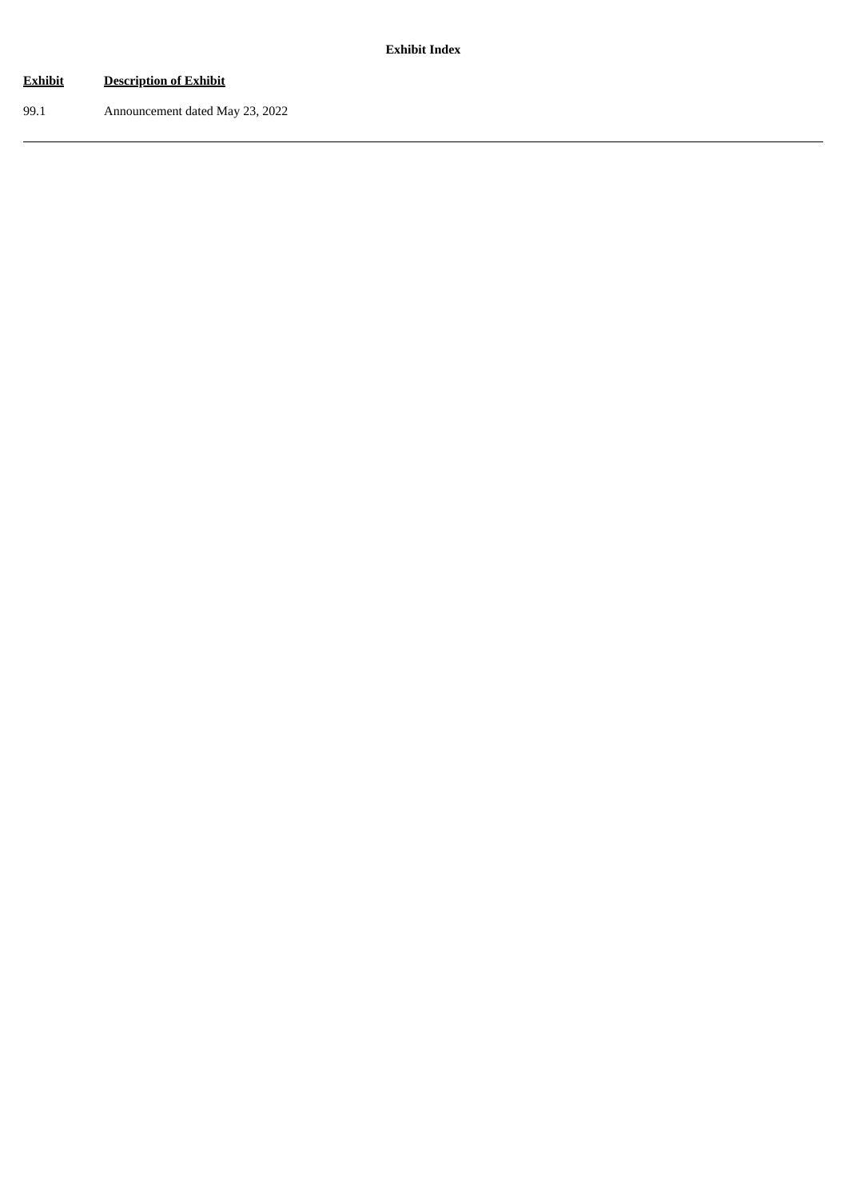**Exhibit Index**

| Exhibit | Description of Exhibit |
| --- | --- |
| 99.1 | Announcement dated May 23, 2022 |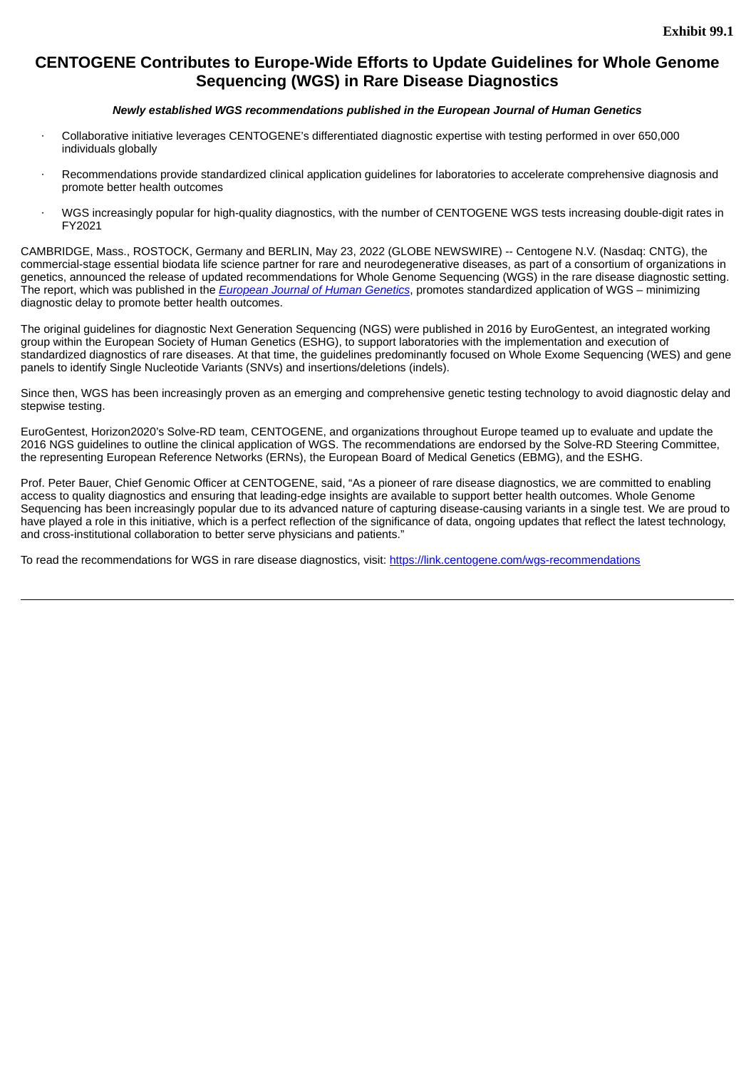**Exhibit 99.1**

# CENTOGENE Contributes to Europe-Wide Efforts to Update Guidelines for Whole Genome Sequencing (WGS) in Rare Disease Diagnostics

***Newly established WGS recommendations published in the European Journal of Human Genetics***

- Collaborative initiative leverages CENTOGENE's differentiated diagnostic expertise with testing performed in over 650,000 individuals globally
- Recommendations provide standardized clinical application guidelines for laboratories to accelerate comprehensive diagnosis and promote better health outcomes
- WGS increasingly popular for high-quality diagnostics, with the number of CENTOGENE WGS tests increasing double-digit rates in FY2021

CAMBRIDGE, Mass., ROSTOCK, Germany and BERLIN, May 23, 2022 (GLOBE NEWSWIRE) -- Centogene N.V. (Nasdaq: CNTG), the commercial-stage essential biodata life science partner for rare and neurodegenerative diseases, as part of a consortium of organizations in genetics, announced the release of updated recommendations for Whole Genome Sequencing (WGS) in the rare disease diagnostic setting. The report, which was published in the *European Journal of Human Genetics*, promotes standardized application of WGS – minimizing diagnostic delay to promote better health outcomes.

The original guidelines for diagnostic Next Generation Sequencing (NGS) were published in 2016 by EuroGentest, an integrated working group within the European Society of Human Genetics (ESHG), to support laboratories with the implementation and execution of standardized diagnostics of rare diseases. At that time, the guidelines predominantly focused on Whole Exome Sequencing (WES) and gene panels to identify Single Nucleotide Variants (SNVs) and insertions/deletions (indels).

Since then, WGS has been increasingly proven as an emerging and comprehensive genetic testing technology to avoid diagnostic delay and stepwise testing.

EuroGentest, Horizon2020's Solve-RD team, CENTOGENE, and organizations throughout Europe teamed up to evaluate and update the 2016 NGS guidelines to outline the clinical application of WGS. The recommendations are endorsed by the Solve-RD Steering Committee, the representing European Reference Networks (ERNs), the European Board of Medical Genetics (EBMG), and the ESHG.

Prof. Peter Bauer, Chief Genomic Officer at CENTOGENE, said, "As a pioneer of rare disease diagnostics, we are committed to enabling access to quality diagnostics and ensuring that leading-edge insights are available to support better health outcomes. Whole Genome Sequencing has been increasingly popular due to its advanced nature of capturing disease-causing variants in a single test. We are proud to have played a role in this initiative, which is a perfect reflection of the significance of data, ongoing updates that reflect the latest technology, and cross-institutional collaboration to better serve physicians and patients."

To read the recommendations for WGS in rare disease diagnostics, visit: https://link.centogene.com/wgs-recommendations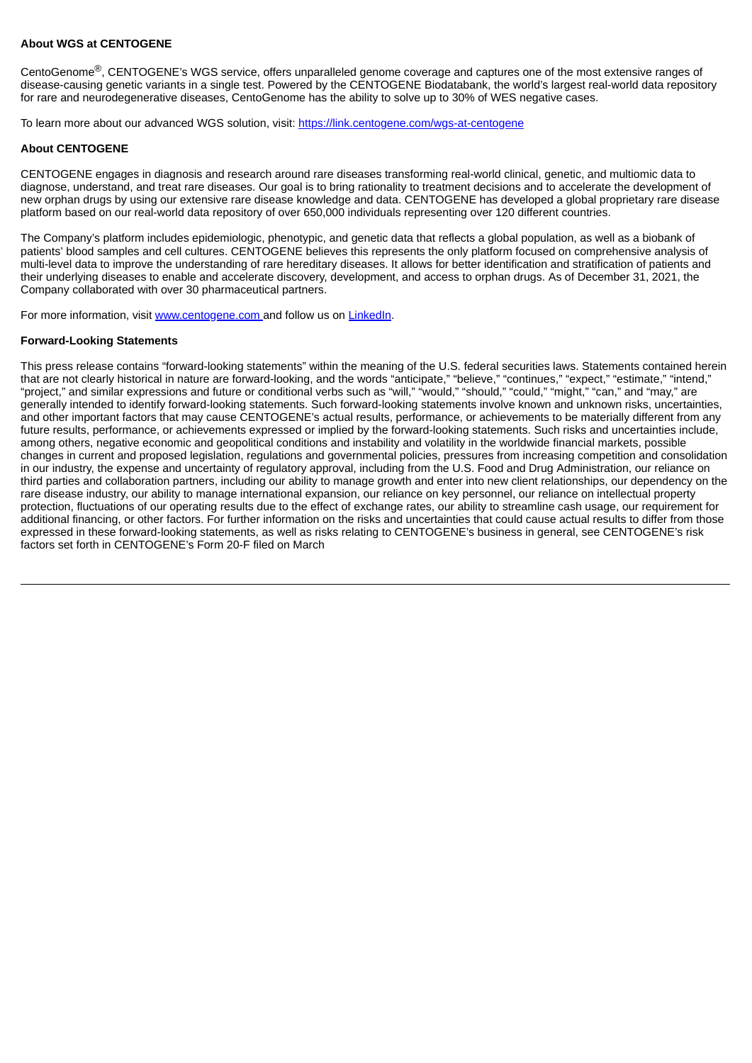**About WGS at CENTOGENE**

CentoGenome®, CENTOGENE's WGS service, offers unparalleled genome coverage and captures one of the most extensive ranges of disease-causing genetic variants in a single test. Powered by the CENTOGENE Biodatabank, the world's largest real-world data repository for rare and neurodegenerative diseases, CentoGenome has the ability to solve up to 30% of WES negative cases.

To learn more about our advanced WGS solution, visit: [https://link.centogene.com/wgs-at-centogene](https://link.centogene.com/wgs-at-centogene)

**About CENTOGENE**

CENTOGENE engages in diagnosis and research around rare diseases transforming real-world clinical, genetic, and multiomic data to diagnose, understand, and treat rare diseases. Our goal is to bring rationality to treatment decisions and to accelerate the development of new orphan drugs by using our extensive rare disease knowledge and data. CENTOGENE has developed a global proprietary rare disease platform based on our real-world data repository of over 650,000 individuals representing over 120 different countries.

The Company's platform includes epidemiologic, phenotypic, and genetic data that reflects a global population, as well as a biobank of patients' blood samples and cell cultures. CENTOGENE believes this represents the only platform focused on comprehensive analysis of multi-level data to improve the understanding of rare hereditary diseases. It allows for better identification and stratification of patients and their underlying diseases to enable and accelerate discovery, development, and access to orphan drugs. As of December 31, 2021, the Company collaborated with over 30 pharmaceutical partners.

For more information, visit [www.centogene.com](www.centogene.com) and follow us on [LinkedIn](LinkedIn).

**Forward-Looking Statements**

This press release contains "forward-looking statements" within the meaning of the U.S. federal securities laws. Statements contained herein that are not clearly historical in nature are forward-looking, and the words "anticipate," "believe," "continues," "expect," "estimate," "intend," "project," and similar expressions and future or conditional verbs such as "will," "would," "should," "could," "might," "can," and "may," are generally intended to identify forward-looking statements. Such forward-looking statements involve known and unknown risks, uncertainties, and other important factors that may cause CENTOGENE's actual results, performance, or achievements to be materially different from any future results, performance, or achievements expressed or implied by the forward-looking statements. Such risks and uncertainties include, among others, negative economic and geopolitical conditions and instability and volatility in the worldwide financial markets, possible changes in current and proposed legislation, regulations and governmental policies, pressures from increasing competition and consolidation in our industry, the expense and uncertainty of regulatory approval, including from the U.S. Food and Drug Administration, our reliance on third parties and collaboration partners, including our ability to manage growth and enter into new client relationships, our dependency on the rare disease industry, our ability to manage international expansion, our reliance on key personnel, our reliance on intellectual property protection, fluctuations of our operating results due to the effect of exchange rates, our ability to streamline cash usage, our requirement for additional financing, or other factors. For further information on the risks and uncertainties that could cause actual results to differ from those expressed in these forward-looking statements, as well as risks relating to CENTOGENE's business in general, see CENTOGENE's risk factors set forth in CENTOGENE's Form 20-F filed on March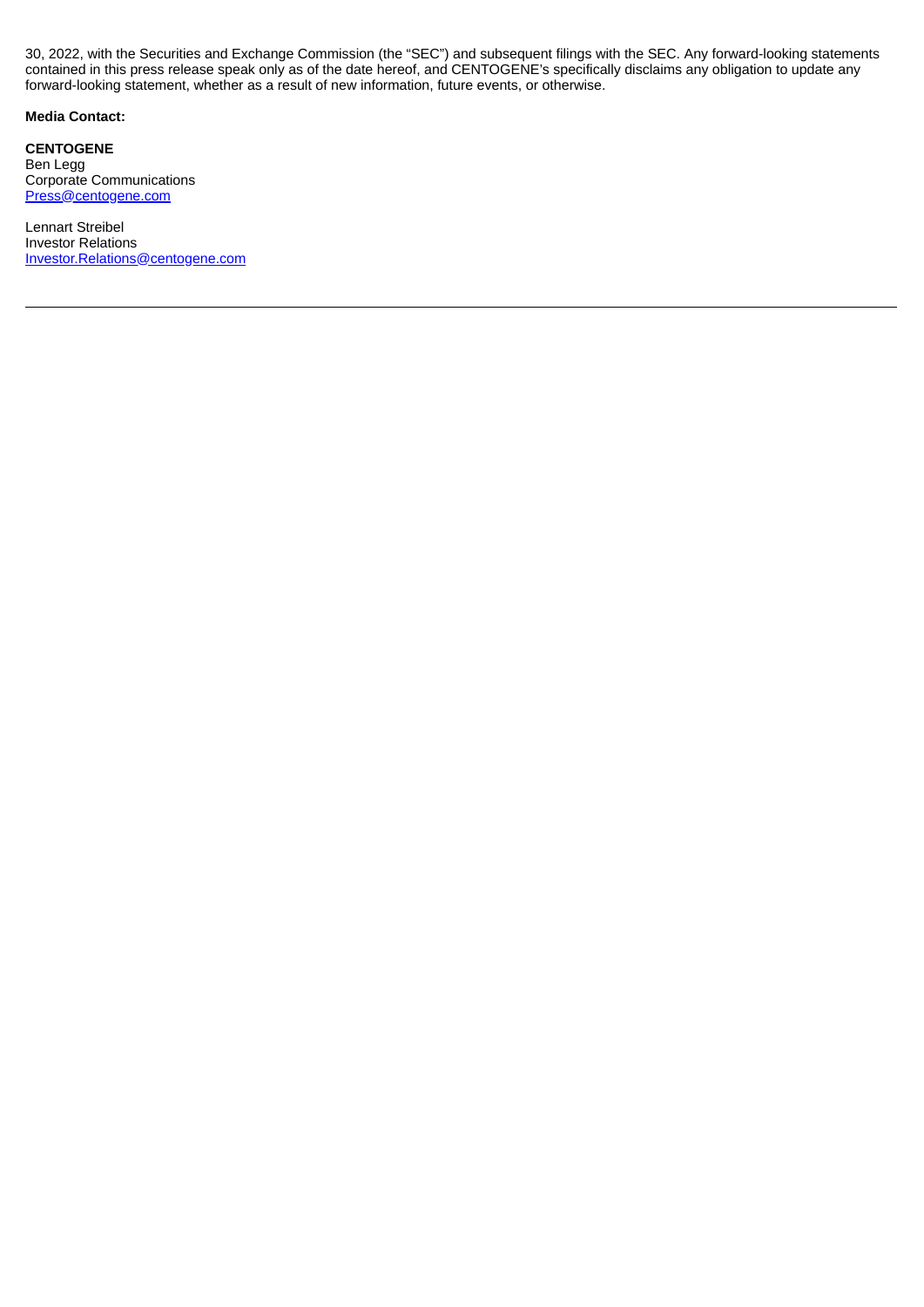30, 2022, with the Securities and Exchange Commission (the "SEC") and subsequent filings with the SEC. Any forward-looking statements contained in this press release speak only as of the date hereof, and CENTOGENE's specifically disclaims any obligation to update any forward-looking statement, whether as a result of new information, future events, or otherwise.

**Media Contact:**

**CENTOGENE**
Ben Legg
Corporate Communications
Press@centogene.com

Lennart Streibel
Investor Relations
Investor.Relations@centogene.com